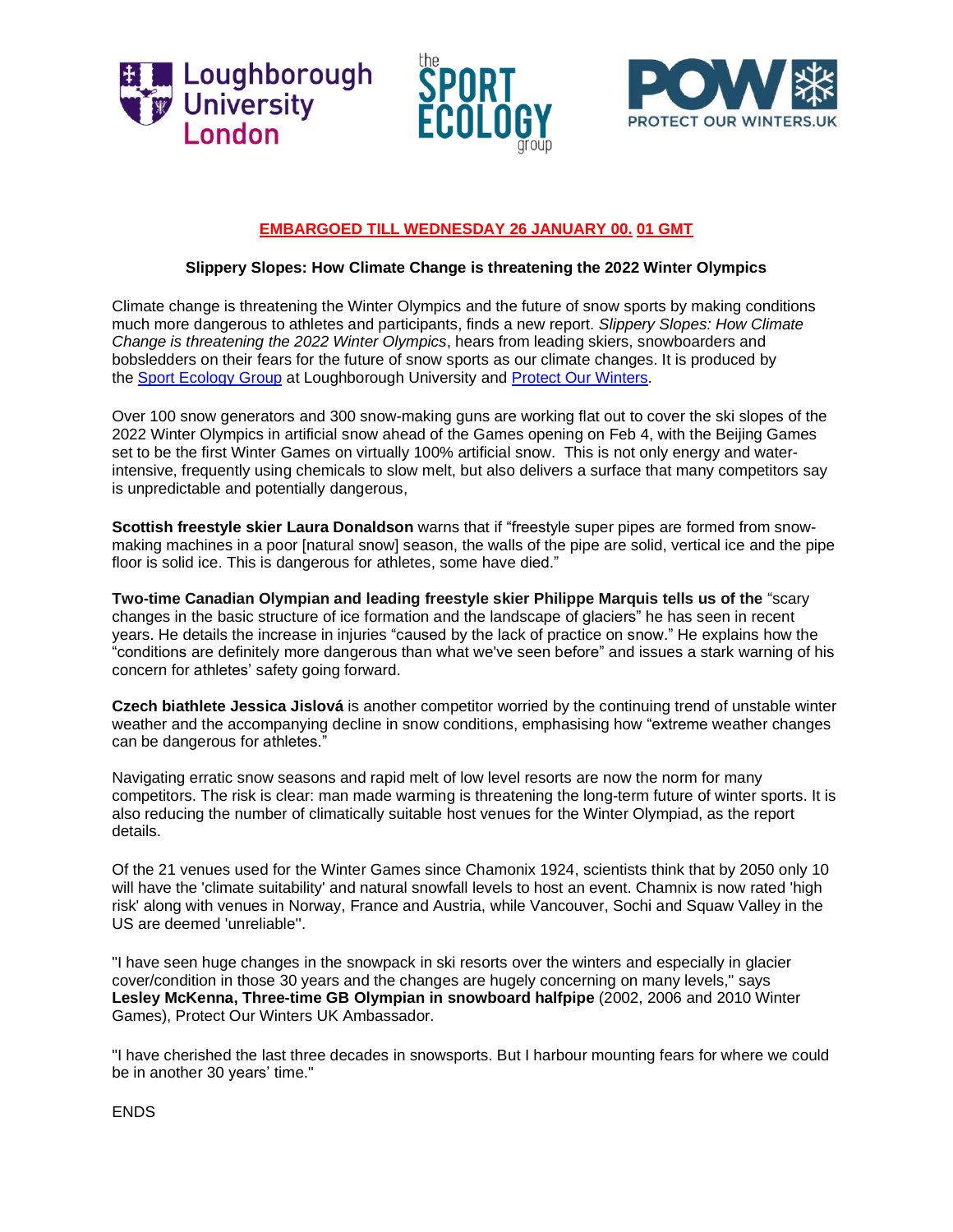**EMBARGOED TILL WEDNESDAY 26 JANUARY 00. 01 GMT**

**Slippery Slopes: How Climate Change is threatening the 2022 Winter Olympics**

Climate change is threatening the Winter Olympics and the future of snow sports by making conditions much more dangerous to athletes and participants, finds a new report. *Slippery Slopes: How Climate Change is threatening the 2022 Winter Olympics*, hears from leading skiers, snowboarders and bobsledders on their fears for the future of snow sports as our climate changes. It is produced by the Sport Ecology Group at Loughborough University and Protect Our Winters.

Over 100 snow generators and 300 snow-making guns are working flat out to cover the ski slopes of the 2022 Winter Olympics in artificial snow ahead of the Games opening on Feb 4, with the Beijing Games set to be the first Winter Games on virtually 100% artificial snow. This is not only energy and water-intensive, frequently using chemicals to slow melt, but also delivers a surface that many competitors say is unpredictable and potentially dangerous,

**Scottish freestyle skier Laura Donaldson** warns that if "freestyle super pipes are formed from snow-making machines in a poor [natural snow] season, the walls of the pipe are solid, vertical ice and the pipe floor is solid ice. This is dangerous for athletes, some have died."

**Two-time Canadian Olympian and leading freestyle skier Philippe Marquis tells us of the** "scary changes in the basic structure of ice formation and the landscape of glaciers" he has seen in recent years. He details the increase in injuries "caused by the lack of practice on snow." He explains how the "conditions are definitely more dangerous than what we've seen before" and issues a stark warning of his concern for athletes' safety going forward.

**Czech biathlete Jessica Jislová** is another competitor worried by the continuing trend of unstable winter weather and the accompanying decline in snow conditions, emphasising how "extreme weather changes can be dangerous for athletes."

Navigating erratic snow seasons and rapid melt of low level resorts are now the norm for many competitors. The risk is clear: man made warming is threatening the long-term future of winter sports. It is also reducing the number of climatically suitable host venues for the Winter Olympiad, as the report details.

Of the 21 venues used for the Winter Games since Chamonix 1924, scientists think that by 2050 only 10 will have the 'climate suitability' and natural snowfall levels to host an event. Chamnix is now rated 'high risk' along with venues in Norway, France and Austria, while Vancouver, Sochi and Squaw Valley in the US are deemed 'unreliable''.

"I have seen huge changes in the snowpack in ski resorts over the winters and especially in glacier cover/condition in those 30 years and the changes are hugely concerning on many levels," says **Lesley McKenna, Three-time GB Olympian in snowboard halfpipe** (2002, 2006 and 2010 Winter Games), Protect Our Winters UK Ambassador.

"I have cherished the last three decades in snowsports. But I harbour mounting fears for where we could be in another 30 years' time."

ENDS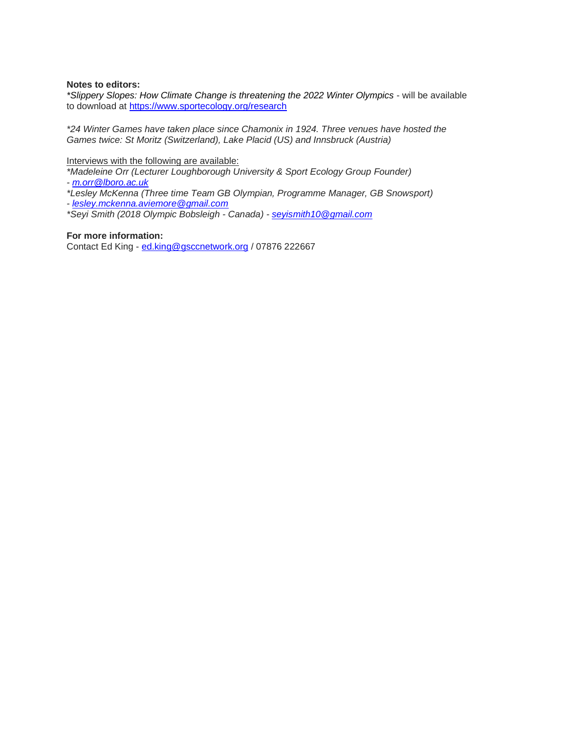**Notes to editors:**

*\*Slippery Slopes: How Climate Change is threatening the 2022 Winter Olympics* - will be available to download at https://www.sportecology.org/research

*\*24 Winter Games have taken place since Chamonix in 1924. Three venues have hosted the Games twice: St Moritz (Switzerland), Lake Placid (US) and Innsbruck (Austria)*

Interviews with the following are available:

*\*Madeleine Orr (Lecturer Loughborough University & Sport Ecology Group Founder) - m.orr@lboro.ac.uk*

*\*Lesley McKenna (Three time Team GB Olympian, Programme Manager, GB Snowsport) - lesley.mckenna.aviemore@gmail.com*

*\*Seyi Smith (2018 Olympic Bobsleigh - Canada) - seyismith10@gmail.com*

**For more information:**

Contact Ed King - ed.king@gsccnetwork.org / 07876 222667